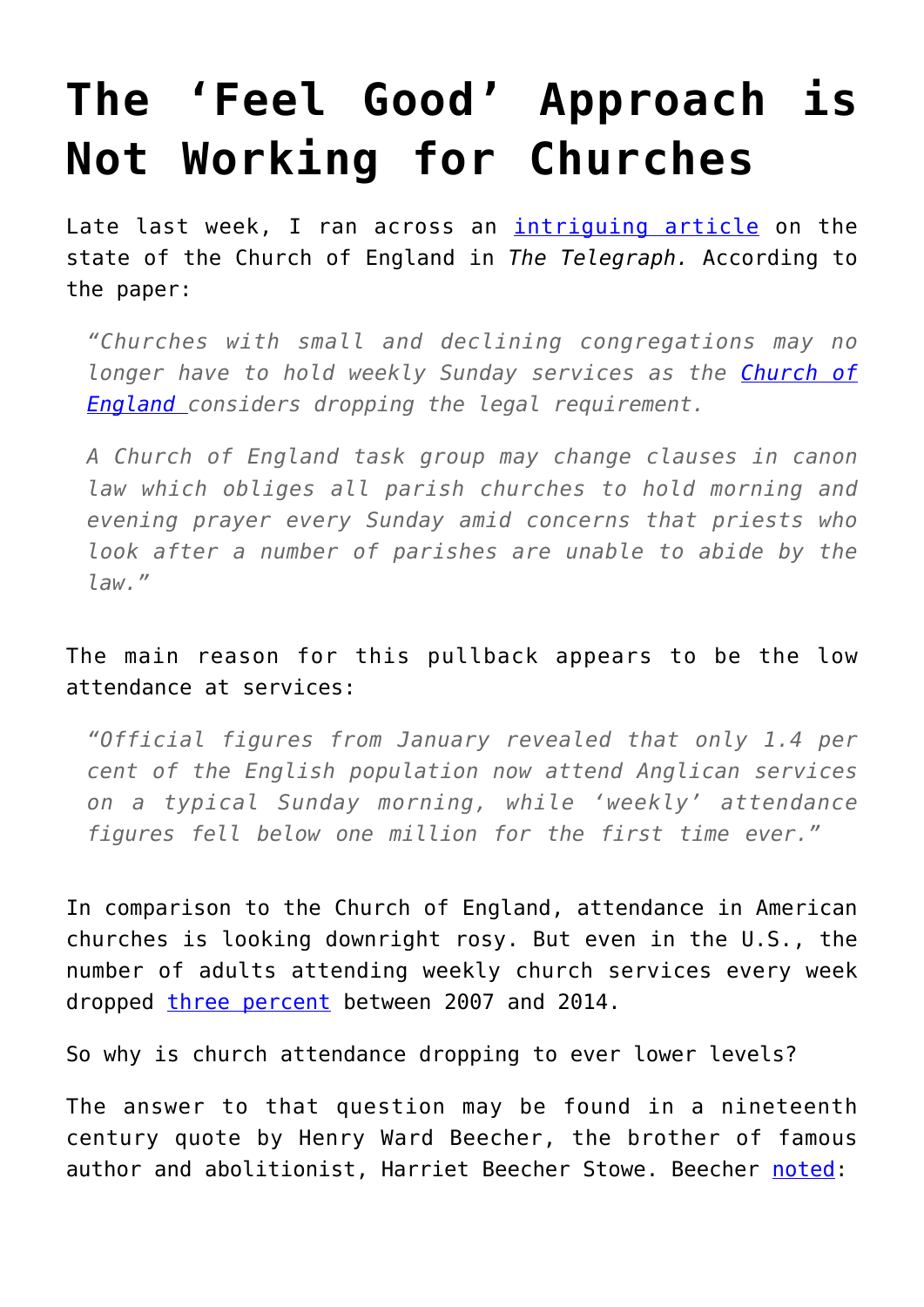# The 'Feel Good' Approach is Not Working for Churches

Late last week, I ran across an intriguing article on the state of the Church of England in *The Telegraph.* According to the paper:

> *"Churches with small and declining congregations may no longer have to hold weekly Sunday services as the Church of England considers dropping the legal requirement.*
>
> *A Church of England task group may change clauses in canon law which obliges all parish churches to hold morning and evening prayer every Sunday amid concerns that priests who look after a number of parishes are unable to abide by the law."*

The main reason for this pullback appears to be the low attendance at services:

> *"Official figures from January revealed that only 1.4 per cent of the English population now attend Anglican services on a typical Sunday morning, while 'weekly' attendance figures fell below one million for the first time ever."*

In comparison to the Church of England, attendance in American churches is looking downright rosy. But even in the U.S., the number of adults attending weekly church services every week dropped three percent between 2007 and 2014.

So why is church attendance dropping to ever lower levels?

The answer to that question may be found in a nineteenth century quote by Henry Ward Beecher, the brother of famous author and abolitionist, Harriet Beecher Stowe. Beecher noted: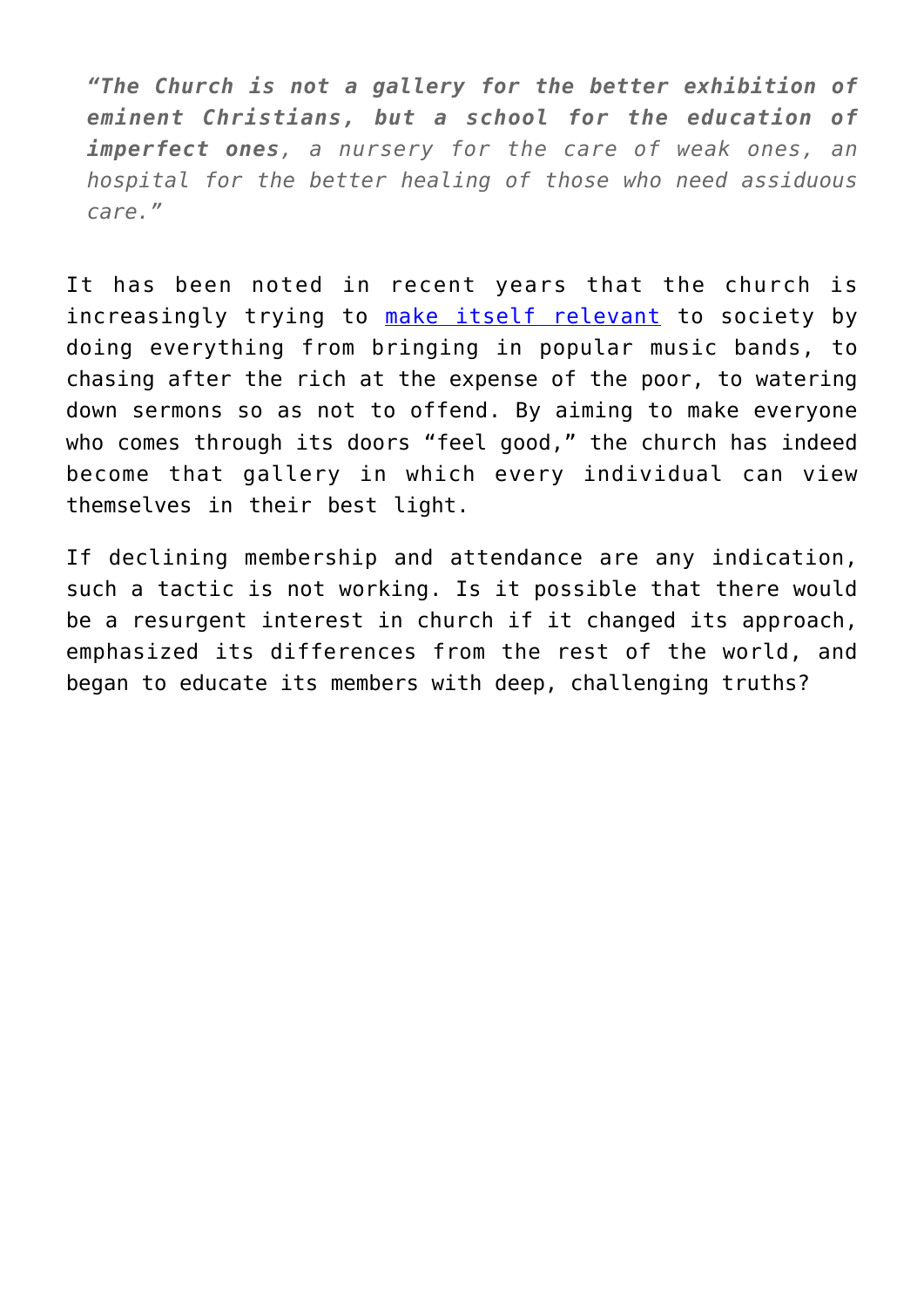> *“**The Church is not a gallery for the better exhibition of eminent Christians, but a school for the education of imperfect ones**, a nursery for the care of weak ones, an hospital for the better healing of those who need assiduous care.”*

It has been noted in recent years that the church is increasingly trying to make itself relevant to society by doing everything from bringing in popular music bands, to chasing after the rich at the expense of the poor, to watering down sermons so as not to offend. By aiming to make everyone who comes through its doors “feel good,” the church has indeed become that gallery in which every individual can view themselves in their best light.

If declining membership and attendance are any indication, such a tactic is not working. Is it possible that there would be a resurgent interest in church if it changed its approach, emphasized its differences from the rest of the world, and began to educate its members with deep, challenging truths?